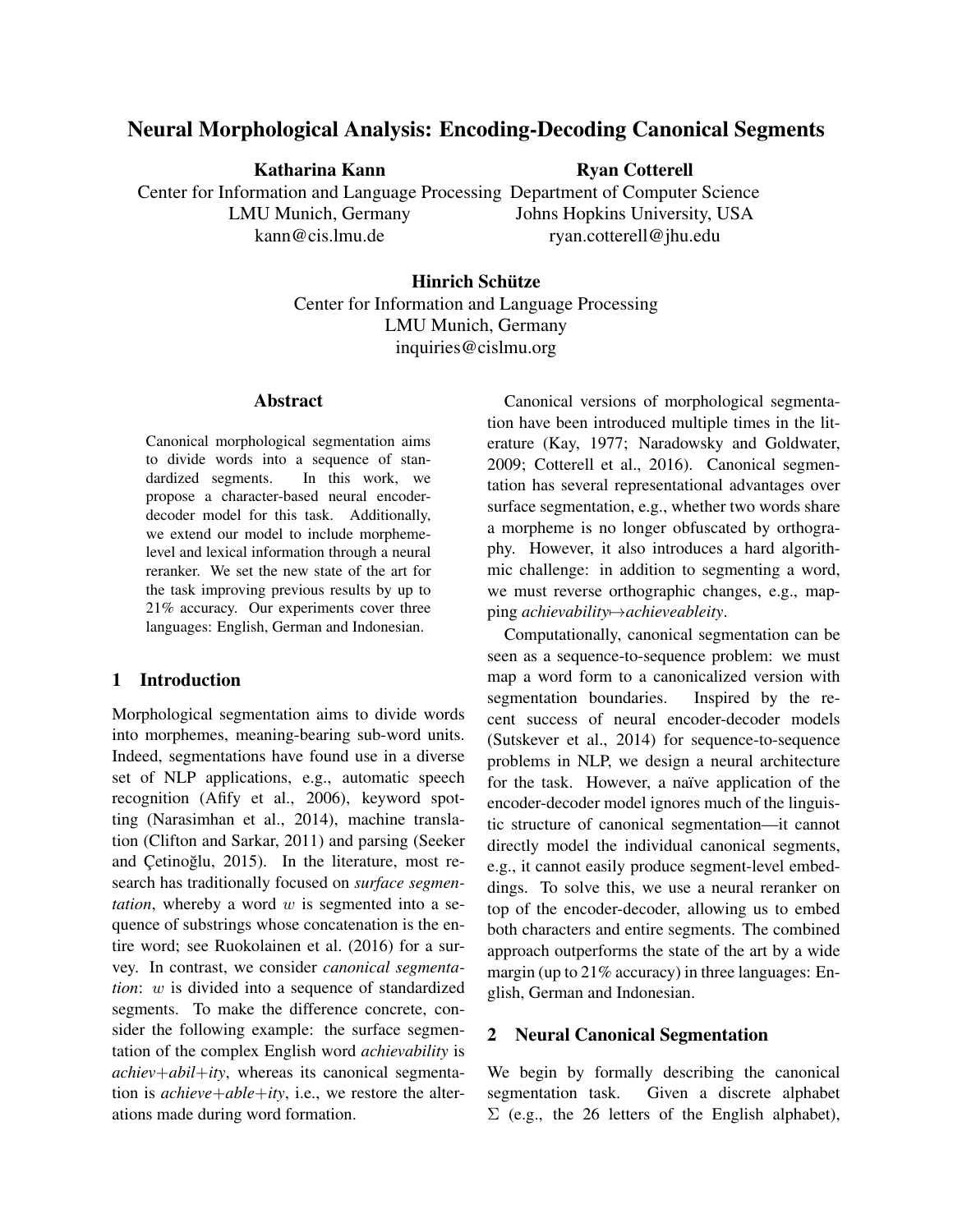# Neural Morphological Analysis: Encoding-Decoding Canonical Segments

**Katharina Kann**
Center for Information and Language Processing
LMU Munich, Germany
kann@cis.lmu.de

**Ryan Cotterell**
Department of Computer Science
Johns Hopkins University, USA
ryan.cotterell@jhu.edu

**Hinrich Schütze**
Center for Information and Language Processing
LMU Munich, Germany
inquiries@cislmu.org

## Abstract

Canonical morphological segmentation aims to divide words into a sequence of standardized segments. In this work, we propose a character-based neural encoder-decoder model for this task. Additionally, we extend our model to include morpheme-level and lexical information through a neural reranker. We set the new state of the art for the task improving previous results by up to 21% accuracy. Our experiments cover three languages: English, German and Indonesian.

## 1 Introduction

Morphological segmentation aims to divide words into morphemes, meaning-bearing sub-word units. Indeed, segmentations have found use in a diverse set of NLP applications, e.g., automatic speech recognition (Afify et al., 2006), keyword spotting (Narasimhan et al., 2014), machine translation (Clifton and Sarkar, 2011) and parsing (Seeker and Çetinoğlu, 2015). In the literature, most research has traditionally focused on *surface segmentation*, whereby a word $w$ is segmented into a sequence of substrings whose concatenation is the entire word; see Ruokolainen et al. (2016) for a survey. In contrast, we consider *canonical segmentation*: $w$ is divided into a sequence of standardized segments. To make the difference concrete, consider the following example: the surface segmentation of the complex English word *achievability* is *achiev+abil+ity*, whereas its canonical segmentation is *achieve+able+ity*, i.e., we restore the alterations made during word formation.

Canonical versions of morphological segmentation have been introduced multiple times in the literature (Kay, 1977; Naradowsky and Goldwater, 2009; Cotterell et al., 2016). Canonical segmentation has several representational advantages over surface segmentation, e.g., whether two words share a morpheme is no longer obfuscated by orthography. However, it also introduces a hard algorithmic challenge: in addition to segmenting a word, we must reverse orthographic changes, e.g., mapping *achievability*↦*achieveableity*.

Computationally, canonical segmentation can be seen as a sequence-to-sequence problem: we must map a word form to a canonicalized version with segmentation boundaries. Inspired by the recent success of neural encoder-decoder models (Sutskever et al., 2014) for sequence-to-sequence problems in NLP, we design a neural architecture for the task. However, a naïve application of the encoder-decoder model ignores much of the linguistic structure of canonical segmentation—it cannot directly model the individual canonical segments, e.g., it cannot easily produce segment-level embeddings. To solve this, we use a neural reranker on top of the encoder-decoder, allowing us to embed both characters and entire segments. The combined approach outperforms the state of the art by a wide margin (up to 21% accuracy) in three languages: English, German and Indonesian.

## 2 Neural Canonical Segmentation

We begin by formally describing the canonical segmentation task. Given a discrete alphabet $\Sigma$ (e.g., the 26 letters of the English alphabet),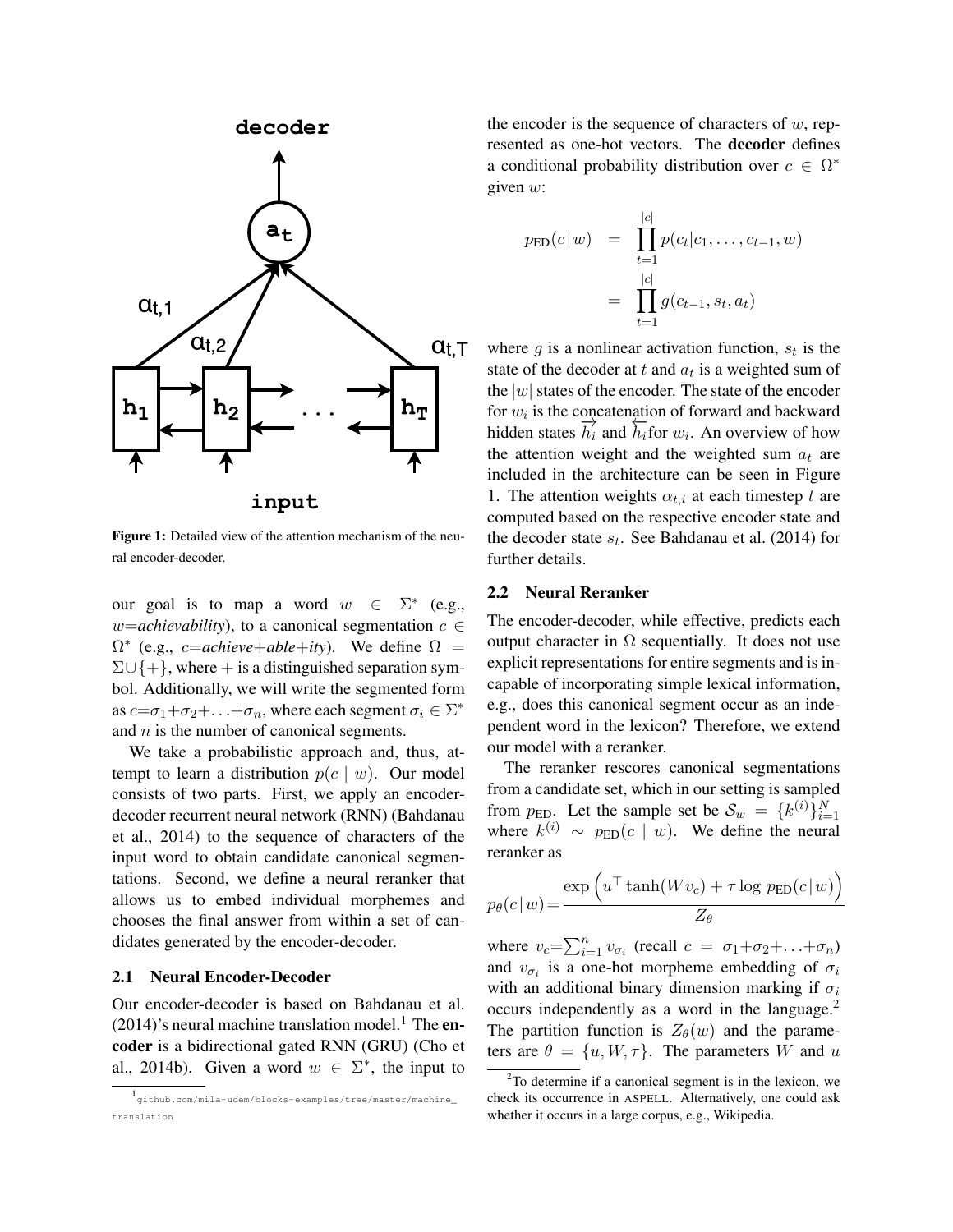Figure 1: Detailed view of the attention mechanism of the neural encoder-decoder.

our goal is to map a word $w \in \Sigma^*$ (e.g., $w$=*achievability*), to a canonical segmentation $c \in \Omega^*$ (e.g., $c$=*achieve*+*able*+*ity*). We define $\Omega = \Sigma \cup \{+\}$, where $+$ is a distinguished separation symbol. Additionally, we will write the segmented form as $c=\sigma_1+\sigma_2+\ldots+\sigma_n$, where each segment $\sigma_i \in \Sigma^*$ and $n$ is the number of canonical segments.

We take a probabilistic approach and, thus, attempt to learn a distribution $p(c \mid w)$. Our model consists of two parts. First, we apply an encoder-decoder recurrent neural network (RNN) (Bahdanau et al., 2014) to the sequence of characters of the input word to obtain candidate canonical segmentations. Second, we define a neural reranker that allows us to embed individual morphemes and chooses the final answer from within a set of candidates generated by the encoder-decoder.

### 2.1 Neural Encoder-Decoder

Our encoder-decoder is based on Bahdanau et al. (2014)'s neural machine translation model.[1] The **encoder** is a bidirectional gated RNN (GRU) (Cho et al., 2014b). Given a word $w \in \Sigma^*$, the input to the encoder is the sequence of characters of $w$, represented as one-hot vectors. The **decoder** defines a conditional probability distribution over $c \in \Omega^*$ given $w$:

$$
\begin{aligned}
p_{\text{ED}}(c|w) &= \prod_{t=1}^{|c|} p(c_t|c_1,\ldots,c_{t-1},w) \\
&= \prod_{t=1}^{|c|} g(c_{t-1},s_t,a_t)
\end{aligned}
$$

where $g$ is a nonlinear activation function, $s_t$ is the state of the decoder at $t$ and $a_t$ is a weighted sum of the $|w|$ states of the encoder. The state of the encoder for $w_i$ is the concatenation of forward and backward hidden states $\overrightarrow{h_i}$ and $\overleftarrow{h_i}$for $w_i$. An overview of how the attention weight and the weighted sum $a_t$ are included in the architecture can be seen in Figure 1. The attention weights $\alpha_{t,i}$ at each timestep $t$ are computed based on the respective encoder state and the decoder state $s_t$. See Bahdanau et al. (2014) for further details.

### 2.2 Neural Reranker

The encoder-decoder, while effective, predicts each output character in $\Omega$ sequentially. It does not use explicit representations for entire segments and is incapable of incorporating simple lexical information, e.g., does this canonical segment occur as an independent word in the lexicon? Therefore, we extend our model with a reranker.

The reranker rescores canonical segmentations from a candidate set, which in our setting is sampled from $p_{\text{ED}}$. Let the sample set be $\mathcal{S}_w = \{k^{(i)}\}_{i=1}^N$ where $k^{(i)} \sim p_{\text{ED}}(c \mid w)$. We define the neural reranker as

$$
p_\theta(c\,|\,w) = \frac{\exp\left(u^\top \tanh(Wv_c) + \tau \log p_{\text{ED}}(c|w)\right)}{Z_\theta}
$$

where $v_c=\sum_{i=1}^n v_{\sigma_i}$ (recall $c = \sigma_1+\sigma_2+\ldots+\sigma_n$) and $v_{\sigma_i}$ is a one-hot morpheme embedding of $\sigma_i$ with an additional binary dimension marking if $\sigma_i$ occurs independently as a word in the language.[2] The partition function is $Z_\theta(w)$ and the parameters are $\theta = \{u, W, \tau\}$. The parameters $W$ and $u$

[1] github.com/mila-udem/blocks-examples/tree/master/machine_translation

[2] To determine if a canonical segment is in the lexicon, we check its occurrence in ASPELL. Alternatively, one could ask whether it occurs in a large corpus, e.g., Wikipedia.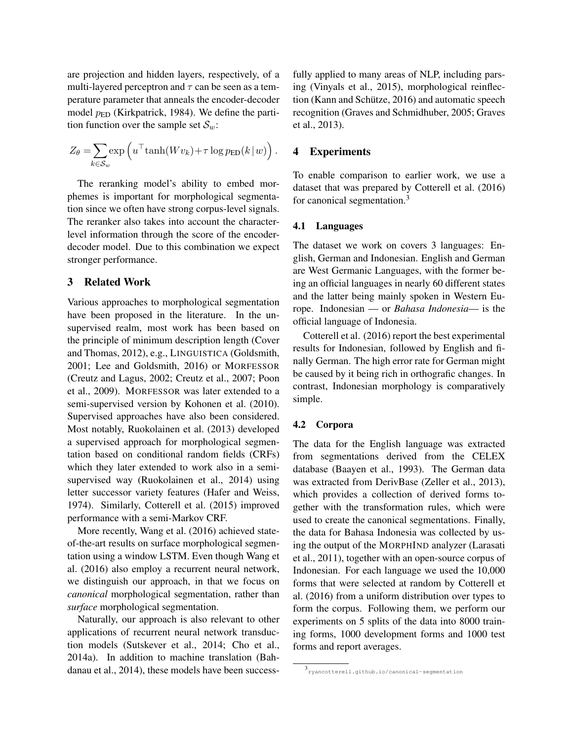are projection and hidden layers, respectively, of a multi-layered perceptron and $\tau$ can be seen as a temperature parameter that anneals the encoder-decoder model $p_{\text{ED}}$ (Kirkpatrick, 1984). We define the partition function over the sample set $\mathcal{S}_w$:

$$Z_\theta = \sum_{k \in \mathcal{S}_w} \exp\left(u^\top \tanh(W v_k) + \tau \log p_{\text{ED}}(k \mid w)\right).$$

The reranking model's ability to embed morphemes is important for morphological segmentation since we often have strong corpus-level signals. The reranker also takes into account the character-level information through the score of the encoder-decoder model. Due to this combination we expect stronger performance.

## 3 Related Work

Various approaches to morphological segmentation have been proposed in the literature. In the unsupervised realm, most work has been based on the principle of minimum description length (Cover and Thomas, 2012), e.g., LINGUISTICA (Goldsmith, 2001; Lee and Goldsmith, 2016) or MORFESSOR (Creutz and Lagus, 2002; Creutz et al., 2007; Poon et al., 2009). MORFESSOR was later extended to a semi-supervised version by Kohonen et al. (2010). Supervised approaches have also been considered. Most notably, Ruokolainen et al. (2013) developed a supervised approach for morphological segmentation based on conditional random fields (CRFs) which they later extended to work also in a semi-supervised way (Ruokolainen et al., 2014) using letter successor variety features (Hafer and Weiss, 1974). Similarly, Cotterell et al. (2015) improved performance with a semi-Markov CRF.

More recently, Wang et al. (2016) achieved state-of-the-art results on surface morphological segmentation using a window LSTM. Even though Wang et al. (2016) also employ a recurrent neural network, we distinguish our approach, in that we focus on *canonical* morphological segmentation, rather than *surface* morphological segmentation.

Naturally, our approach is also relevant to other applications of recurrent neural network transduction models (Sutskever et al., 2014; Cho et al., 2014a). In addition to machine translation (Bahdanau et al., 2014), these models have been successfully applied to many areas of NLP, including parsing (Vinyals et al., 2015), morphological reinflection (Kann and Schütze, 2016) and automatic speech recognition (Graves and Schmidhuber, 2005; Graves et al., 2013).

## 4 Experiments

To enable comparison to earlier work, we use a dataset that was prepared by Cotterell et al. (2016) for canonical segmentation.[3]

### 4.1 Languages

The dataset we work on covers 3 languages: English, German and Indonesian. English and German are West Germanic Languages, with the former being an official languages in nearly 60 different states and the latter being mainly spoken in Western Europe. Indonesian — or *Bahasa Indonesia*— is the official language of Indonesia.

Cotterell et al. (2016) report the best experimental results for Indonesian, followed by English and finally German. The high error rate for German might be caused by it being rich in orthografic changes. In contrast, Indonesian morphology is comparatively simple.

### 4.2 Corpora

The data for the English language was extracted from segmentations derived from the CELEX database (Baayen et al., 1993). The German data was extracted from DerivBase (Zeller et al., 2013), which provides a collection of derived forms together with the transformation rules, which were used to create the canonical segmentations. Finally, the data for Bahasa Indonesia was collected by using the output of the MORPHIND analyzer (Larasati et al., 2011), together with an open-source corpus of Indonesian. For each language we used the 10,000 forms that were selected at random by Cotterell et al. (2016) from a uniform distribution over types to form the corpus. Following them, we perform our experiments on 5 splits of the data into 8000 training forms, 1000 development forms and 1000 test forms and report averages.

[3] ryancotterell.github.io/canonical-segmentation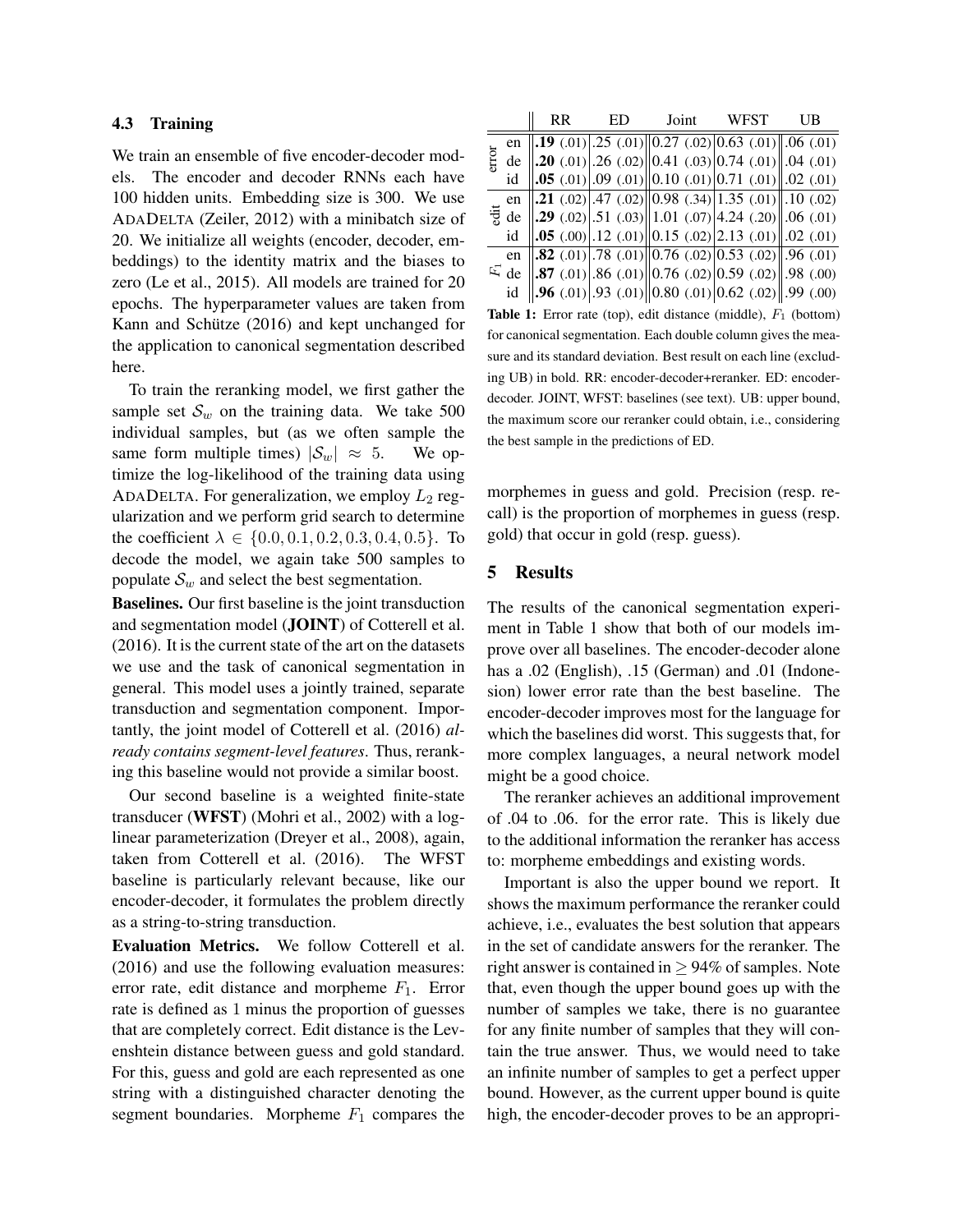### 4.3 Training

We train an ensemble of five encoder-decoder models. The encoder and decoder RNNs each have 100 hidden units. Embedding size is 300. We use ADADELTA (Zeiler, 2012) with a minibatch size of 20. We initialize all weights (encoder, decoder, embeddings) to the identity matrix and the biases to zero (Le et al., 2015). All models are trained for 20 epochs. The hyperparameter values are taken from Kann and Schütze (2016) and kept unchanged for the application to canonical segmentation described here.

To train the reranking model, we first gather the sample set $\mathcal{S}_w$ on the training data. We take 500 individual samples, but (as we often sample the same form multiple times) $|\mathcal{S}_w| \approx 5$. We optimize the log-likelihood of the training data using ADADELTA. For generalization, we employ $L_2$ regularization and we perform grid search to determine the coefficient $\lambda \in \{0.0, 0.1, 0.2, 0.3, 0.4, 0.5\}$. To decode the model, we again take 500 samples to populate $\mathcal{S}_w$ and select the best segmentation.

**Baselines.** Our first baseline is the joint transduction and segmentation model (**JOINT**) of Cotterell et al. (2016). It is the current state of the art on the datasets we use and the task of canonical segmentation in general. This model uses a jointly trained, separate transduction and segmentation component. Importantly, the joint model of Cotterell et al. (2016) *already contains segment-level features*. Thus, reranking this baseline would not provide a similar boost.

Our second baseline is a weighted finite-state transducer (**WFST**) (Mohri et al., 2002) with a log-linear parameterization (Dreyer et al., 2008), again, taken from Cotterell et al. (2016). The WFST baseline is particularly relevant because, like our encoder-decoder, it formulates the problem directly as a string-to-string transduction.

**Evaluation Metrics.** We follow Cotterell et al. (2016) and use the following evaluation measures: error rate, edit distance and morpheme $F_1$. Error rate is defined as 1 minus the proportion of guesses that are completely correct. Edit distance is the Levenshtein distance between guess and gold standard. For this, guess and gold are each represented as one string with a distinguished character denoting the segment boundaries. Morpheme $F_1$ compares the morphemes in guess and gold. Precision (resp. recall) is the proportion of morphemes in guess (resp. gold) that occur in gold (resp. guess).

| | | RR | ED | Joint | WFST | UB |
|---|---|---|---|---|---|---|
| error | en | **.19** (.01) | .25 (.01) | 0.27 (.02) | 0.63 (.01) | .06 (.01) |
| | de | **.20** (.01) | .26 (.02) | 0.41 (.03) | 0.74 (.01) | .04 (.01) |
| | id | **.05** (.01) | .09 (.01) | 0.10 (.01) | 0.71 (.01) | .02 (.01) |
| edit | en | **.21** (.02) | .47 (.02) | 0.98 (.34) | 1.35 (.01) | .10 (.02) |
| | de | **.29** (.02) | .51 (.03) | 1.01 (.07) | 4.24 (.20) | .06 (.01) |
| | id | **.05** (.00) | .12 (.01) | 0.15 (.02) | 2.13 (.01) | .02 (.01) |
| $F_1$ | en | **.82** (.01) | .78 (.01) | 0.76 (.02) | 0.53 (.02) | .96 (.01) |
| | de | **.87** (.01) | .86 (.01) | 0.76 (.02) | 0.59 (.02) | .98 (.00) |
| | id | **.96** (.01) | .93 (.01) | 0.80 (.01) | 0.62 (.02) | .99 (.00) |

**Table 1:** Error rate (top), edit distance (middle), $F_1$ (bottom) for canonical segmentation. Each double column gives the measure and its standard deviation. Best result on each line (excluding UB) in bold. RR: encoder-decoder+reranker. ED: encoder-decoder. JOINT, WFST: baselines (see text). UB: upper bound, the maximum score our reranker could obtain, i.e., considering the best sample in the predictions of ED.

## 5 Results

The results of the canonical segmentation experiment in Table 1 show that both of our models improve over all baselines. The encoder-decoder alone has a .02 (English), .15 (German) and .01 (Indonesian) lower error rate than the best baseline. The encoder-decoder improves most for the language for which the baselines did worst. This suggests that, for more complex languages, a neural network model might be a good choice.

The reranker achieves an additional improvement of .04 to .06. for the error rate. This is likely due to the additional information the reranker has access to: morpheme embeddings and existing words.

Important is also the upper bound we report. It shows the maximum performance the reranker could achieve, i.e., evaluates the best solution that appears in the set of candidate answers for the reranker. The right answer is contained in $\geq 94\%$ of samples. Note that, even though the upper bound goes up with the number of samples we take, there is no guarantee for any finite number of samples that they will contain the true answer. Thus, we would need to take an infinite number of samples to get a perfect upper bound. However, as the current upper bound is quite high, the encoder-decoder proves to be an appropri-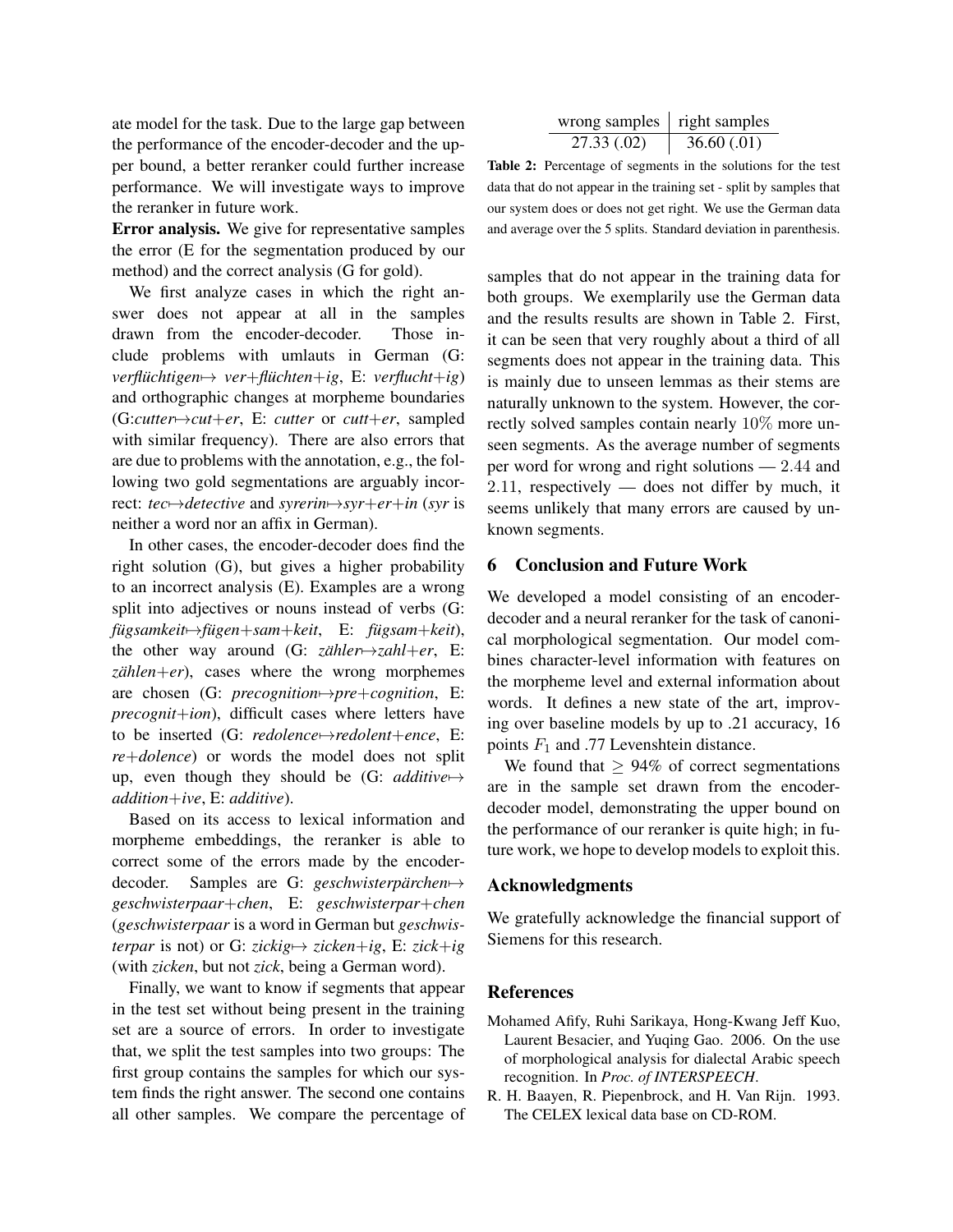ate model for the task. Due to the large gap between the performance of the encoder-decoder and the upper bound, a better reranker could further increase performance. We will investigate ways to improve the reranker in future work.

**Error analysis.** We give for representative samples the error (E for the segmentation produced by our method) and the correct analysis (G for gold).

We first analyze cases in which the right answer does not appear at all in the samples drawn from the encoder-decoder. Those include problems with umlauts in German (G: *verflüchtigen*$\mapsto$ *ver+flüchten+ig*, E: *verflucht+ig*) and orthographic changes at morpheme boundaries (G:*cutter*$\mapsto$*cut+er*, E: *cutter* or *cutt+er*, sampled with similar frequency). There are also errors that are due to problems with the annotation, e.g., the following two gold segmentations are arguably incorrect: *tec*$\mapsto$*detective* and *syrerin*$\mapsto$*syr+er+in* (*syr* is neither a word nor an affix in German).

In other cases, the encoder-decoder does find the right solution (G), but gives a higher probability to an incorrect analysis (E). Examples are a wrong split into adjectives or nouns instead of verbs (G: *fügsamkeit*$\mapsto$*fügen+sam+keit*, E: *fügsam+keit*), the other way around (G: *zähler*$\mapsto$*zahl+er*, E: *zählen+er*), cases where the wrong morphemes are chosen (G: *precognition*$\mapsto$*pre+cognition*, E: *precognit+ion*), difficult cases where letters have to be inserted (G: *redolence*$\mapsto$*redolent+ence*, E: *re+dolence*) or words the model does not split up, even though they should be (G: *additive*$\mapsto$ *addition+ive*, E: *additive*).

Based on its access to lexical information and morpheme embeddings, the reranker is able to correct some of the errors made by the encoder-decoder. Samples are G: *geschwisterpärchen*$\mapsto$ *geschwisterpaar+chen*, E: *geschwisterpar+chen* (*geschwisterpaar* is a word in German but *geschwisterpar* is not) or G: *zickig*$\mapsto$ *zicken+ig*, E: *zick+ig* (with *zicken*, but not *zick*, being a German word).

Finally, we want to know if segments that appear in the test set without being present in the training set are a source of errors. In order to investigate that, we split the test samples into two groups: The first group contains the samples for which our system finds the right answer. The second one contains all other samples. We compare the percentage of samples that do not appear in the training data for both groups. We exemplarily use the German data and the results results are shown in Table 2. First, it can be seen that very roughly about a third of all segments does not appear in the training data. This is mainly due to unseen lemmas as their stems are naturally unknown to the system. However, the correctly solved samples contain nearly $10\%$ more unseen segments. As the average number of segments per word for wrong and right solutions — $2.44$ and $2.11$, respectively — does not differ by much, it seems unlikely that many errors are caused by unknown segments.

| wrong samples | right samples |
|---|---|
| 27.33 (.02) | 36.60 (.01) |

**Table 2:** Percentage of segments in the solutions for the test data that do not appear in the training set - split by samples that our system does or does not get right. We use the German data and average over the 5 splits. Standard deviation in parenthesis.

## 6 Conclusion and Future Work

We developed a model consisting of an encoder-decoder and a neural reranker for the task of canonical morphological segmentation. Our model combines character-level information with features on the morpheme level and external information about words. It defines a new state of the art, improving over baseline models by up to .21 accuracy, 16 points $F_1$ and .77 Levenshtein distance.

We found that $\geq$ 94% of correct segmentations are in the sample set drawn from the encoder-decoder model, demonstrating the upper bound on the performance of our reranker is quite high; in future work, we hope to develop models to exploit this.

## Acknowledgments

We gratefully acknowledge the financial support of Siemens for this research.

## References

Mohamed Afify, Ruhi Sarikaya, Hong-Kwang Jeff Kuo, Laurent Besacier, and Yuqing Gao. 2006. On the use of morphological analysis for dialectal Arabic speech recognition. In *Proc. of INTERSPEECH*.

R. H. Baayen, R. Piepenbrock, and H. Van Rijn. 1993. The CELEX lexical data base on CD-ROM.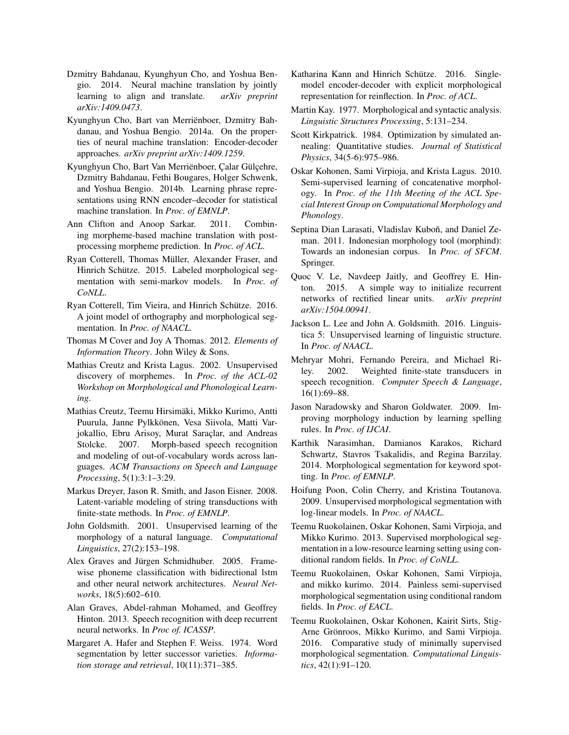Dzmitry Bahdanau, Kyunghyun Cho, and Yoshua Bengio. 2014. Neural machine translation by jointly learning to align and translate. *arXiv preprint arXiv:1409.0473*.

Kyunghyun Cho, Bart van Merriënboer, Dzmitry Bahdanau, and Yoshua Bengio. 2014a. On the properties of neural machine translation: Encoder-decoder approaches. *arXiv preprint arXiv:1409.1259*.

Kyunghyun Cho, Bart Van Merriënboer, Çalar Gülçehre, Dzmitry Bahdanau, Fethi Bougares, Holger Schwenk, and Yoshua Bengio. 2014b. Learning phrase representations using RNN encoder–decoder for statistical machine translation. In *Proc. of EMNLP*.

Ann Clifton and Anoop Sarkar. 2011. Combining morpheme-based machine translation with post-processing morpheme prediction. In *Proc. of ACL*.

Ryan Cotterell, Thomas Müller, Alexander Fraser, and Hinrich Schütze. 2015. Labeled morphological segmentation with semi-markov models. In *Proc. of CoNLL*.

Ryan Cotterell, Tim Vieira, and Hinrich Schütze. 2016. A joint model of orthography and morphological segmentation. In *Proc. of NAACL*.

Thomas M Cover and Joy A Thomas. 2012. *Elements of Information Theory*. John Wiley & Sons.

Mathias Creutz and Krista Lagus. 2002. Unsupervised discovery of morphemes. In *Proc. of the ACL-02 Workshop on Morphological and Phonological Learning*.

Mathias Creutz, Teemu Hirsimäki, Mikko Kurimo, Antti Puurula, Janne Pylkkönen, Vesa Siivola, Matti Varjokallio, Ebru Arisoy, Murat Saraçlar, and Andreas Stolcke. 2007. Morph-based speech recognition and modeling of out-of-vocabulary words across languages. *ACM Transactions on Speech and Language Processing*, 5(1):3:1–3:29.

Markus Dreyer, Jason R. Smith, and Jason Eisner. 2008. Latent-variable modeling of string transductions with finite-state methods. In *Proc. of EMNLP*.

John Goldsmith. 2001. Unsupervised learning of the morphology of a natural language. *Computational Linguistics*, 27(2):153–198.

Alex Graves and Jürgen Schmidhuber. 2005. Framewise phoneme classification with bidirectional lstm and other neural network architectures. *Neural Networks*, 18(5):602–610.

Alan Graves, Abdel-rahman Mohamed, and Geoffrey Hinton. 2013. Speech recognition with deep recurrent neural networks. In *Proc of. ICASSP*.

Margaret A. Hafer and Stephen F. Weiss. 1974. Word segmentation by letter successor varieties. *Information storage and retrieval*, 10(11):371–385.

Katharina Kann and Hinrich Schütze. 2016. Single-model encoder-decoder with explicit morphological representation for reinflection. In *Proc. of ACL*.

Martin Kay. 1977. Morphological and syntactic analysis. *Linguistic Structures Processing*, 5:131–234.

Scott Kirkpatrick. 1984. Optimization by simulated annealing: Quantitative studies. *Journal of Statistical Physics*, 34(5-6):975–986.

Oskar Kohonen, Sami Virpioja, and Krista Lagus. 2010. Semi-supervised learning of concatenative morphology. In *Proc. of the 11th Meeting of the ACL Special Interest Group on Computational Morphology and Phonology*.

Septina Dian Larasati, Vladislav Kuboň, and Daniel Zeman. 2011. Indonesian morphology tool (morphind): Towards an indonesian corpus. In *Proc. of SFCM*. Springer.

Quoc V. Le, Navdeep Jaitly, and Geoffrey E. Hinton. 2015. A simple way to initialize recurrent networks of rectified linear units. *arXiv preprint arXiv:1504.00941*.

Jackson L. Lee and John A. Goldsmith. 2016. Linguistica 5: Unsupervised learning of linguistic structure. In *Proc. of NAACL*.

Mehryar Mohri, Fernando Pereira, and Michael Riley. 2002. Weighted finite-state transducers in speech recognition. *Computer Speech & Language*, 16(1):69–88.

Jason Naradowsky and Sharon Goldwater. 2009. Improving morphology induction by learning spelling rules. In *Proc. of IJCAI*.

Karthik Narasimhan, Damianos Karakos, Richard Schwartz, Stavros Tsakalidis, and Regina Barzilay. 2014. Morphological segmentation for keyword spotting. In *Proc. of EMNLP*.

Hoifung Poon, Colin Cherry, and Kristina Toutanova. 2009. Unsupervised morphological segmentation with log-linear models. In *Proc. of NAACL*.

Teemu Ruokolainen, Oskar Kohonen, Sami Virpioja, and Mikko Kurimo. 2013. Supervised morphological segmentation in a low-resource learning setting using conditional random fields. In *Proc. of CoNLL*.

Teemu Ruokolainen, Oskar Kohonen, Sami Virpioja, and mikko kurimo. 2014. Painless semi-supervised morphological segmentation using conditional random fields. In *Proc. of EACL*.

Teemu Ruokolainen, Oskar Kohonen, Kairit Sirts, Stig-Arne Grönroos, Mikko Kurimo, and Sami Virpioja. 2016. Comparative study of minimally supervised morphological segmentation. *Computational Linguistics*, 42(1):91–120.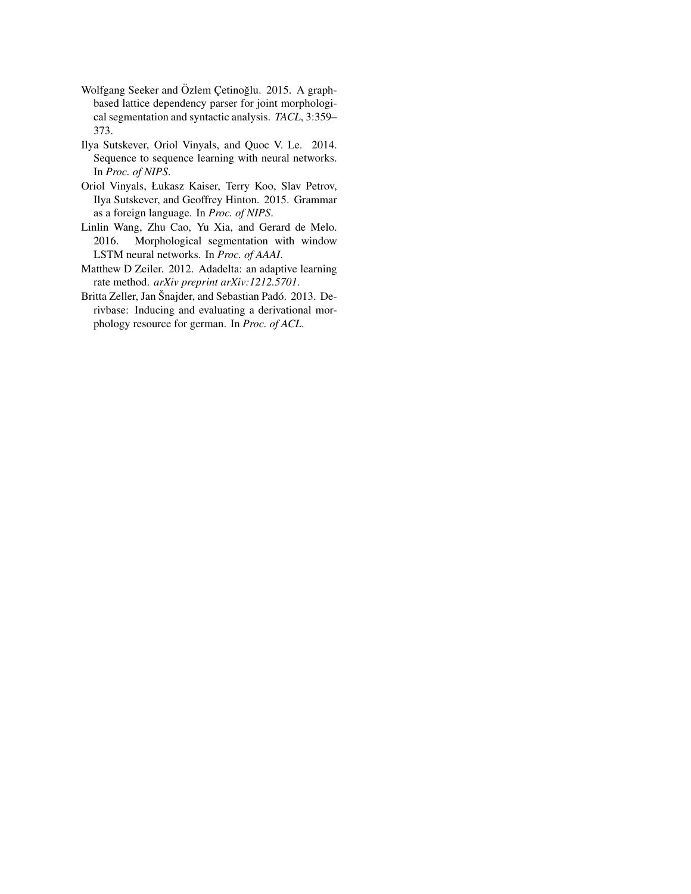Wolfgang Seeker and Özlem Çetinoğlu. 2015. A graph-based lattice dependency parser for joint morphological segmentation and syntactic analysis. *TACL*, 3:359–373.

Ilya Sutskever, Oriol Vinyals, and Quoc V. Le. 2014. Sequence to sequence learning with neural networks. In *Proc. of NIPS*.

Oriol Vinyals, Łukasz Kaiser, Terry Koo, Slav Petrov, Ilya Sutskever, and Geoffrey Hinton. 2015. Grammar as a foreign language. In *Proc. of NIPS*.

Linlin Wang, Zhu Cao, Yu Xia, and Gerard de Melo. 2016. Morphological segmentation with window LSTM neural networks. In *Proc. of AAAI*.

Matthew D Zeiler. 2012. Adadelta: an adaptive learning rate method. *arXiv preprint arXiv:1212.5701*.

Britta Zeller, Jan Šnajder, and Sebastian Padó. 2013. Derivbase: Inducing and evaluating a derivational morphology resource for german. In *Proc. of ACL*.